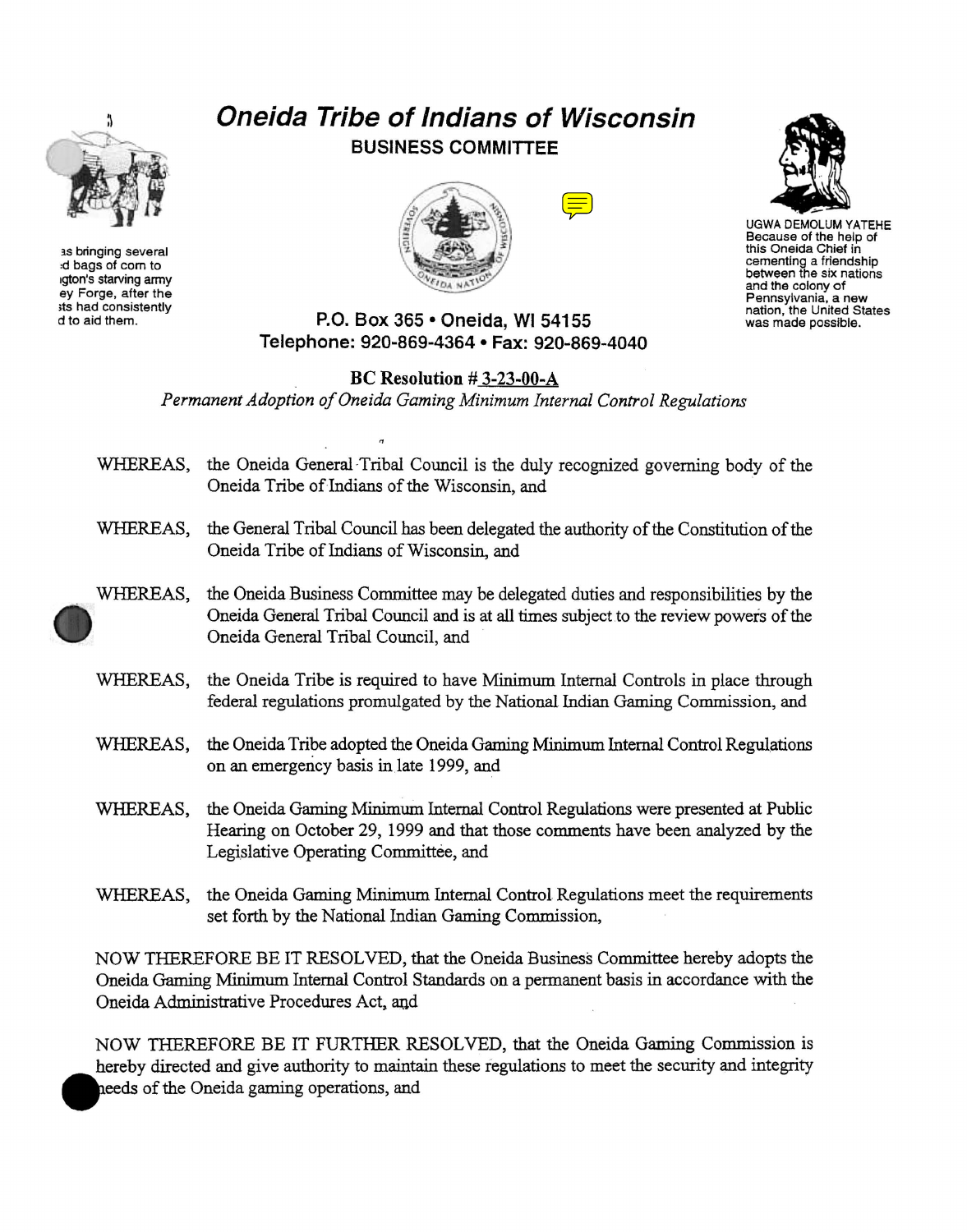# Oneida Tribe of Indians of Wisconsin

## BUSINESS COMMITTEE

as bringing several d bags of corn to ngton's starving army ey Forge, after the sts had consistently d to aid them.

UGWA DEMOLUM YATEHE
Because of the help of this Oneida Chief in cementing a friendship between the six nations and the colony of Pennsylvania, a new nation, the United States was made possible.

P.O. Box 365 • Oneida, WI 54155
Telephone: 920-869-4364 • Fax: 920-869-4040

**BC Resolution # 3-23-00-A**

*Permanent Adoption of Oneida Gaming Minimum Internal Control Regulations*

WHEREAS, the Oneida General Tribal Council is the duly recognized governing body of the Oneida Tribe of Indians of the Wisconsin, and

WHEREAS, the General Tribal Council has been delegated the authority of the Constitution of the Oneida Tribe of Indians of Wisconsin, and

WHEREAS, the Oneida Business Committee may be delegated duties and responsibilities by the Oneida General Tribal Council and is at all times subject to the review powers of the Oneida General Tribal Council, and

WHEREAS, the Oneida Tribe is required to have Minimum Internal Controls in place through federal regulations promulgated by the National Indian Gaming Commission, and

WHEREAS, the Oneida Tribe adopted the Oneida Gaming Minimum Internal Control Regulations on an emergency basis in late 1999, and

WHEREAS, the Oneida Gaming Minimum Internal Control Regulations were presented at Public Hearing on October 29, 1999 and that those comments have been analyzed by the Legislative Operating Committee, and

WHEREAS, the Oneida Gaming Minimum Internal Control Regulations meet the requirements set forth by the National Indian Gaming Commission,

NOW THEREFORE BE IT RESOLVED, that the Oneida Business Committee hereby adopts the Oneida Gaming Minimum Internal Control Standards on a permanent basis in accordance with the Oneida Administrative Procedures Act, and

NOW THEREFORE BE IT FURTHER RESOLVED, that the Oneida Gaming Commission is hereby directed and give authority to maintain these regulations to meet the security and integrity needs of the Oneida gaming operations, and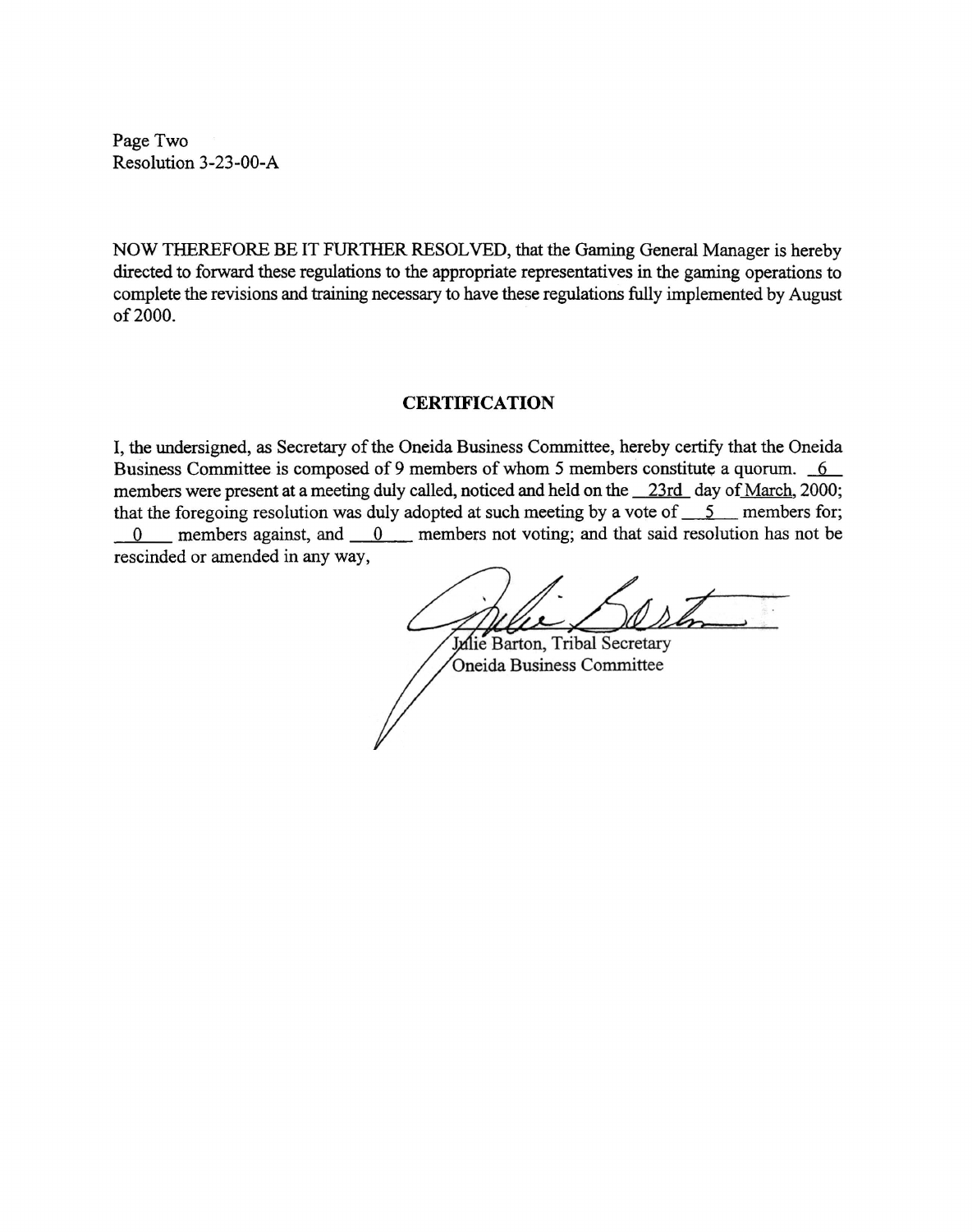Page Two
Resolution 3-23-00-A

NOW THEREFORE BE IT FURTHER RESOLVED, that the Gaming General Manager is hereby directed to forward these regulations to the appropriate representatives in the gaming operations to complete the revisions and training necessary to have these regulations fully implemented by August of 2000.

## CERTIFICATION

I, the undersigned, as Secretary of the Oneida Business Committee, hereby certify that the Oneida Business Committee is composed of 9 members of whom 5 members constitute a quorum. 6 members were present at a meeting duly called, noticed and held on the 23rd day of March, 2000; that the foregoing resolution was duly adopted at such meeting by a vote of 5 members for; 0 members against, and 0 members not voting; and that said resolution has not be rescinded or amended in any way,

Julie Barton, Tribal Secretary
Oneida Business Committee